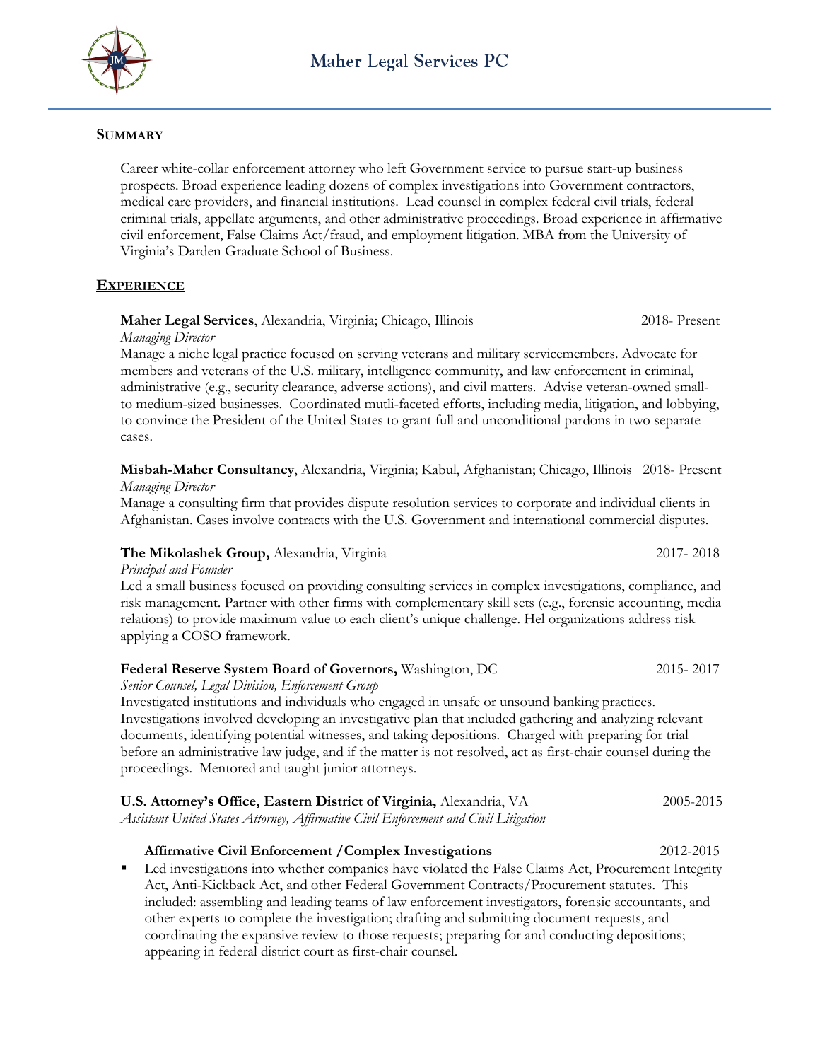# Maher Legal Services PC

## SUMMARY

Career white-collar enforcement attorney who left Government service to pursue start-up business prospects. Broad experience leading dozens of complex investigations into Government contractors, medical care providers, and financial institutions. Lead counsel in complex federal civil trials, federal criminal trials, appellate arguments, and other administrative proceedings. Broad experience in affirmative civil enforcement, False Claims Act/fraud, and employment litigation. MBA from the University of Virginia's Darden Graduate School of Business.

## EXPERIENCE

**Maher Legal Services**, Alexandria, Virginia; Chicago, Illinois — 2018- Present

*Managing Director*

Manage a niche legal practice focused on serving veterans and military servicemembers. Advocate for members and veterans of the U.S. military, intelligence community, and law enforcement in criminal, administrative (e.g., security clearance, adverse actions), and civil matters. Advise veteran-owned small-to medium-sized businesses. Coordinated mutli-faceted efforts, including media, litigation, and lobbying, to convince the President of the United States to grant full and unconditional pardons in two separate cases.

**Misbah-Maher Consultancy**, Alexandria, Virginia; Kabul, Afghanistan; Chicago, Illinois — 2018- Present

*Managing Director*

Manage a consulting firm that provides dispute resolution services to corporate and individual clients in Afghanistan. Cases involve contracts with the U.S. Government and international commercial disputes.

**The Mikolashek Group,** Alexandria, Virginia — 2017- 2018

*Principal and Founder*

Led a small business focused on providing consulting services in complex investigations, compliance, and risk management. Partner with other firms with complementary skill sets (e.g., forensic accounting, media relations) to provide maximum value to each client's unique challenge. Hel organizations address risk applying a COSO framework.

**Federal Reserve System Board of Governors,** Washington, DC — 2015- 2017

*Senior Counsel, Legal Division, Enforcement Group*

Investigated institutions and individuals who engaged in unsafe or unsound banking practices. Investigations involved developing an investigative plan that included gathering and analyzing relevant documents, identifying potential witnesses, and taking depositions. Charged with preparing for trial before an administrative law judge, and if the matter is not resolved, act as first-chair counsel during the proceedings. Mentored and taught junior attorneys.

**U.S. Attorney's Office, Eastern District of Virginia,** Alexandria, VA — 2005-2015

*Assistant United States Attorney, Affirmative Civil Enforcement and Civil Litigation*

**Affirmative Civil Enforcement /Complex Investigations** — 2012-2015

- Led investigations into whether companies have violated the False Claims Act, Procurement Integrity Act, Anti-Kickback Act, and other Federal Government Contracts/Procurement statutes. This included: assembling and leading teams of law enforcement investigators, forensic accountants, and other experts to complete the investigation; drafting and submitting document requests, and coordinating the expansive review to those requests; preparing for and conducting depositions; appearing in federal district court as first-chair counsel.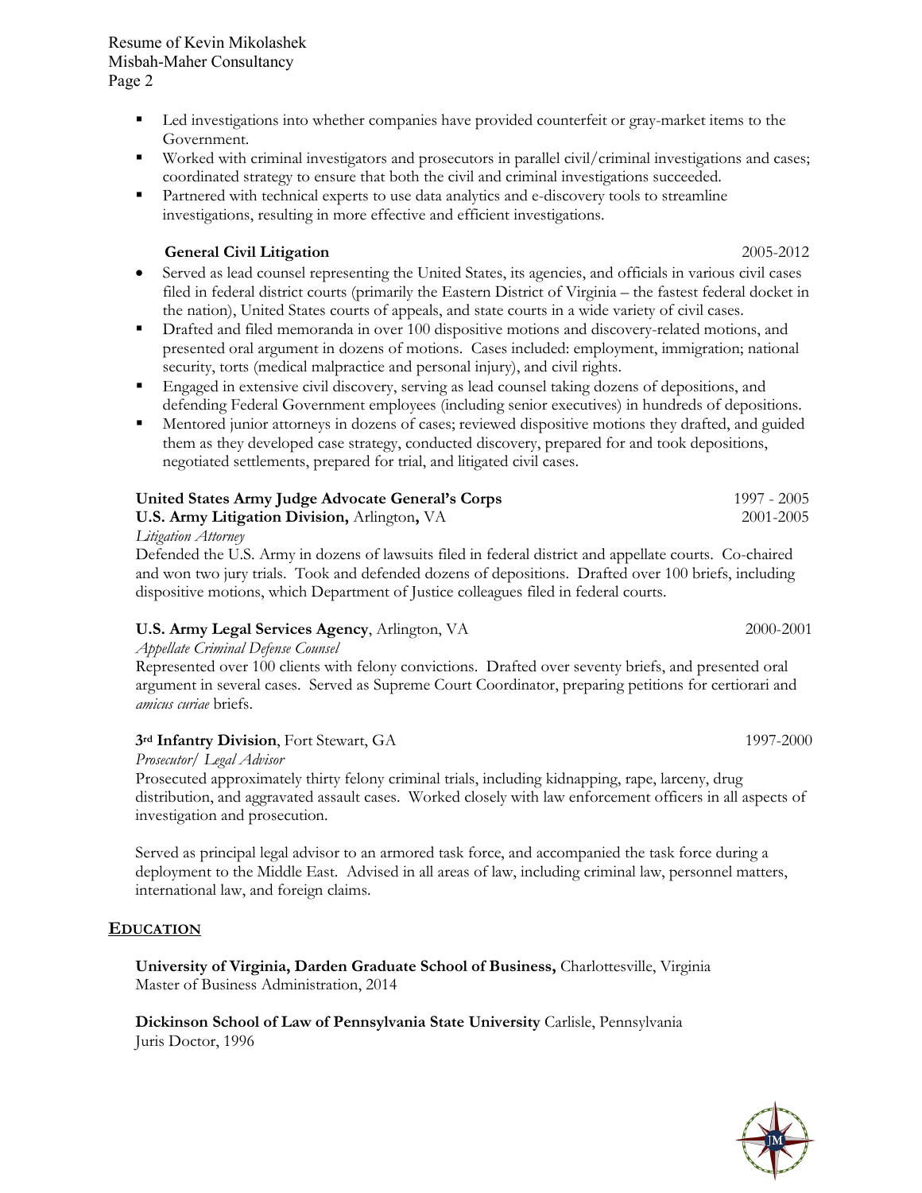- Led investigations into whether companies have provided counterfeit or gray-market items to the Government.
- Worked with criminal investigators and prosecutors in parallel civil/criminal investigations and cases; coordinated strategy to ensure that both the civil and criminal investigations succeeded.
- Partnered with technical experts to use data analytics and e-discovery tools to streamline investigations, resulting in more effective and efficient investigations.

**General Civil Litigation** 2005-2012

- Served as lead counsel representing the United States, its agencies, and officials in various civil cases filed in federal district courts (primarily the Eastern District of Virginia – the fastest federal docket in the nation), United States courts of appeals, and state courts in a wide variety of civil cases.
- Drafted and filed memoranda in over 100 dispositive motions and discovery-related motions, and presented oral argument in dozens of motions. Cases included: employment, immigration; national security, torts (medical malpractice and personal injury), and civil rights.
- Engaged in extensive civil discovery, serving as lead counsel taking dozens of depositions, and defending Federal Government employees (including senior executives) in hundreds of depositions.
- Mentored junior attorneys in dozens of cases; reviewed dispositive motions they drafted, and guided them as they developed case strategy, conducted discovery, prepared for and took depositions, negotiated settlements, prepared for trial, and litigated civil cases.

**United States Army Judge Advocate General's Corps** 1997 - 2005
**U.S. Army Litigation Division,** Arlington**,** VA 2001-2005
*Litigation Attorney*
Defended the U.S. Army in dozens of lawsuits filed in federal district and appellate courts. Co-chaired and won two jury trials. Took and defended dozens of depositions. Drafted over 100 briefs, including dispositive motions, which Department of Justice colleagues filed in federal courts.

**U.S. Army Legal Services Agency**, Arlington, VA 2000-2001
*Appellate Criminal Defense Counsel*
Represented over 100 clients with felony convictions. Drafted over seventy briefs, and presented oral argument in several cases. Served as Supreme Court Coordinator, preparing petitions for certiorari and *amicus curiae* briefs.

**3rd Infantry Division**, Fort Stewart, GA 1997-2000
*Prosecutor/ Legal Advisor*
Prosecuted approximately thirty felony criminal trials, including kidnapping, rape, larceny, drug distribution, and aggravated assault cases. Worked closely with law enforcement officers in all aspects of investigation and prosecution.

Served as principal legal advisor to an armored task force, and accompanied the task force during a deployment to the Middle East. Advised in all areas of law, including criminal law, personnel matters, international law, and foreign claims.

## EDUCATION

**University of Virginia, Darden Graduate School of Business,** Charlottesville, Virginia
Master of Business Administration, 2014

**Dickinson School of Law of Pennsylvania State University** Carlisle, Pennsylvania
Juris Doctor, 1996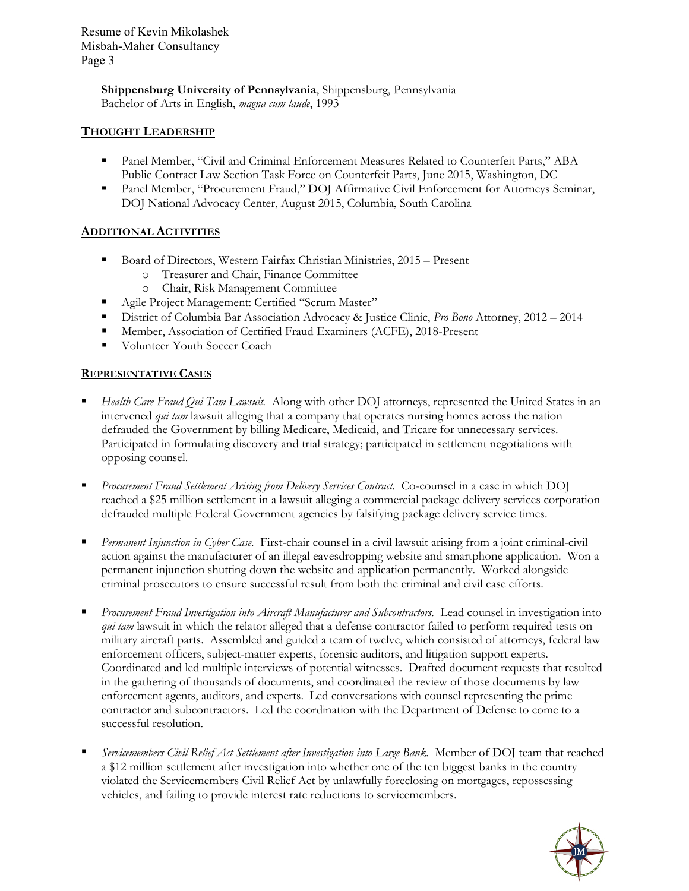**Shippensburg University of Pennsylvania**, Shippensburg, Pennsylvania
Bachelor of Arts in English, *magna cum laude*, 1993

## THOUGHT LEADERSHIP

- Panel Member, "Civil and Criminal Enforcement Measures Related to Counterfeit Parts," ABA Public Contract Law Section Task Force on Counterfeit Parts, June 2015, Washington, DC
- Panel Member, "Procurement Fraud," DOJ Affirmative Civil Enforcement for Attorneys Seminar, DOJ National Advocacy Center, August 2015, Columbia, South Carolina

## ADDITIONAL ACTIVITIES

- Board of Directors, Western Fairfax Christian Ministries, 2015 – Present
    - Treasurer and Chair, Finance Committee
    - Chair, Risk Management Committee
- Agile Project Management: Certified "Scrum Master"
- District of Columbia Bar Association Advocacy & Justice Clinic, *Pro Bono* Attorney, 2012 – 2014
- Member, Association of Certified Fraud Examiners (ACFE), 2018-Present
- Volunteer Youth Soccer Coach

## REPRESENTATIVE CASES

- *Health Care Fraud Qui Tam Lawsuit.* Along with other DOJ attorneys, represented the United States in an intervened *qui tam* lawsuit alleging that a company that operates nursing homes across the nation defrauded the Government by billing Medicare, Medicaid, and Tricare for unnecessary services. Participated in formulating discovery and trial strategy; participated in settlement negotiations with opposing counsel.

- *Procurement Fraud Settlement Arising from Delivery Services Contract.* Co-counsel in a case in which DOJ reached a $25 million settlement in a lawsuit alleging a commercial package delivery services corporation defrauded multiple Federal Government agencies by falsifying package delivery service times.

- *Permanent Injunction in Cyber Case.* First-chair counsel in a civil lawsuit arising from a joint criminal-civil action against the manufacturer of an illegal eavesdropping website and smartphone application. Won a permanent injunction shutting down the website and application permanently. Worked alongside criminal prosecutors to ensure successful result from both the criminal and civil case efforts.

- *Procurement Fraud Investigation into Aircraft Manufacturer and Subcontractors.* Lead counsel in investigation into *qui tam* lawsuit in which the relator alleged that a defense contractor failed to perform required tests on military aircraft parts. Assembled and guided a team of twelve, which consisted of attorneys, federal law enforcement officers, subject-matter experts, forensic auditors, and litigation support experts. Coordinated and led multiple interviews of potential witnesses. Drafted document requests that resulted in the gathering of thousands of documents, and coordinated the review of those documents by law enforcement agents, auditors, and experts. Led conversations with counsel representing the prime contractor and subcontractors. Led the coordination with the Department of Defense to come to a successful resolution.

- *Servicemembers Civil Relief Act Settlement after Investigation into Large Bank.* Member of DOJ team that reached a $12 million settlement after investigation into whether one of the ten biggest banks in the country violated the Servicemembers Civil Relief Act by unlawfully foreclosing on mortgages, repossessing vehicles, and failing to provide interest rate reductions to servicemembers.